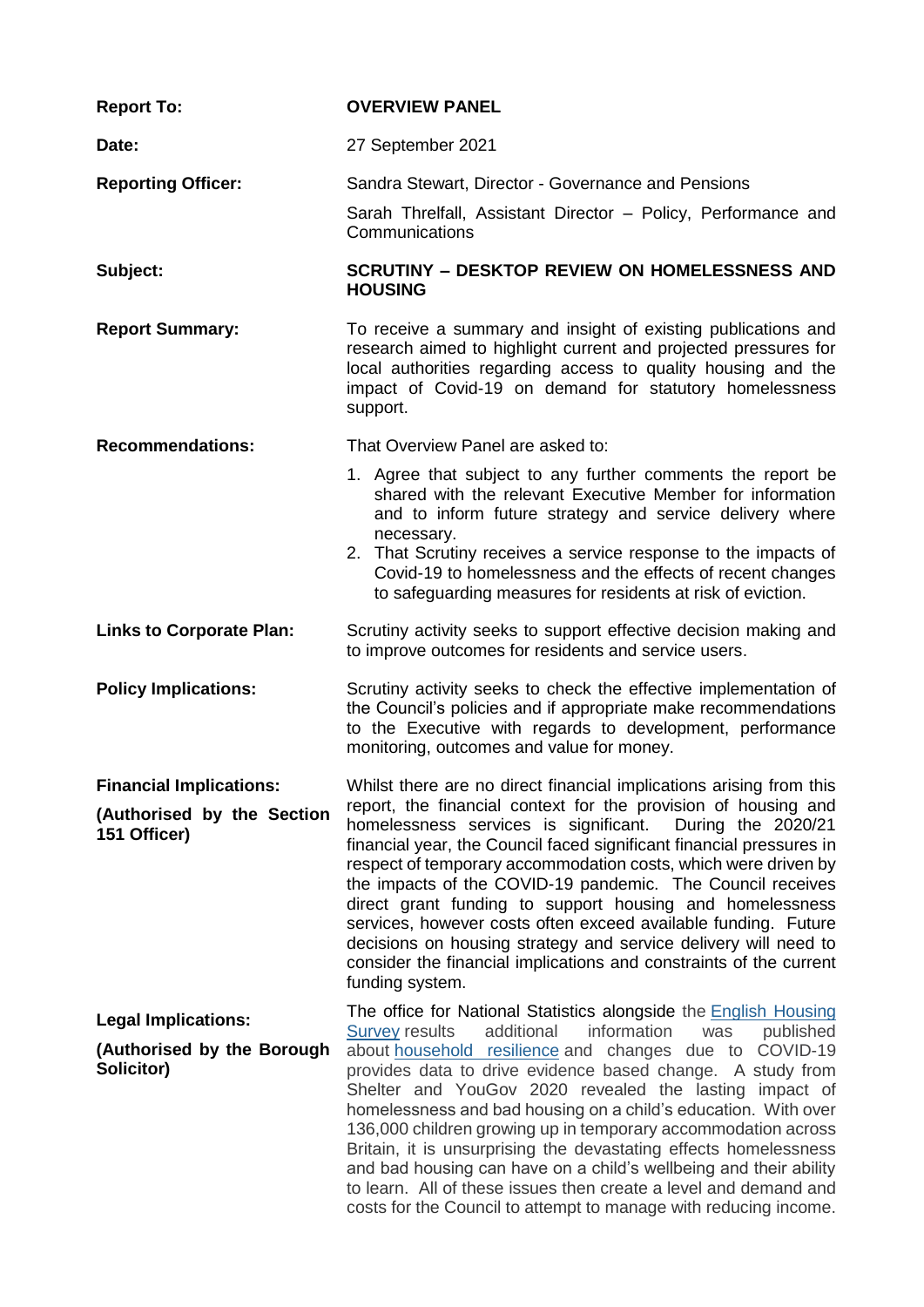| | |
|---|---|
| **Report To:** | **OVERVIEW PANEL** |
| **Date:** | 27 September 2021 |
| **Reporting Officer:** | Sandra Stewart, Director - Governance and Pensions<br><br>Sarah Threlfall, Assistant Director – Policy, Performance and Communications |
| **Subject:** | **SCRUTINY – DESKTOP REVIEW ON HOMELESSNESS AND HOUSING** |
| **Report Summary:** | To receive a summary and insight of existing publications and research aimed to highlight current and projected pressures for local authorities regarding access to quality housing and the impact of Covid-19 on demand for statutory homelessness support. |
| **Recommendations:** | That Overview Panel are asked to:<br><br>1. Agree that subject to any further comments the report be shared with the relevant Executive Member for information and to inform future strategy and service delivery where necessary.<br>2. That Scrutiny receives a service response to the impacts of Covid-19 to homelessness and the effects of recent changes to safeguarding measures for residents at risk of eviction. |
| **Links to Corporate Plan:** | Scrutiny activity seeks to support effective decision making and to improve outcomes for residents and service users. |
| **Policy Implications:** | Scrutiny activity seeks to check the effective implementation of the Council's policies and if appropriate make recommendations to the Executive with regards to development, performance monitoring, outcomes and value for money. |
| **Financial Implications:**<br><br>**(Authorised by the Section 151 Officer)** | Whilst there are no direct financial implications arising from this report, the financial context for the provision of housing and homelessness services is significant. During the 2020/21 financial year, the Council faced significant financial pressures in respect of temporary accommodation costs, which were driven by the impacts of the COVID-19 pandemic. The Council receives direct grant funding to support housing and homelessness services, however costs often exceed available funding. Future decisions on housing strategy and service delivery will need to consider the financial implications and constraints of the current funding system. |
| **Legal Implications:**<br><br>**(Authorised by the Borough Solicitor)** | The office for National Statistics alongside the English Housing Survey results additional information was published about household resilience and changes due to COVID-19 provides data to drive evidence based change. A study from Shelter and YouGov 2020 revealed the lasting impact of homelessness and bad housing on a child's education. With over 136,000 children growing up in temporary accommodation across Britain, it is unsurprising the devastating effects homelessness and bad housing can have on a child's wellbeing and their ability to learn. All of these issues then create a level and demand and costs for the Council to attempt to manage with reducing income. |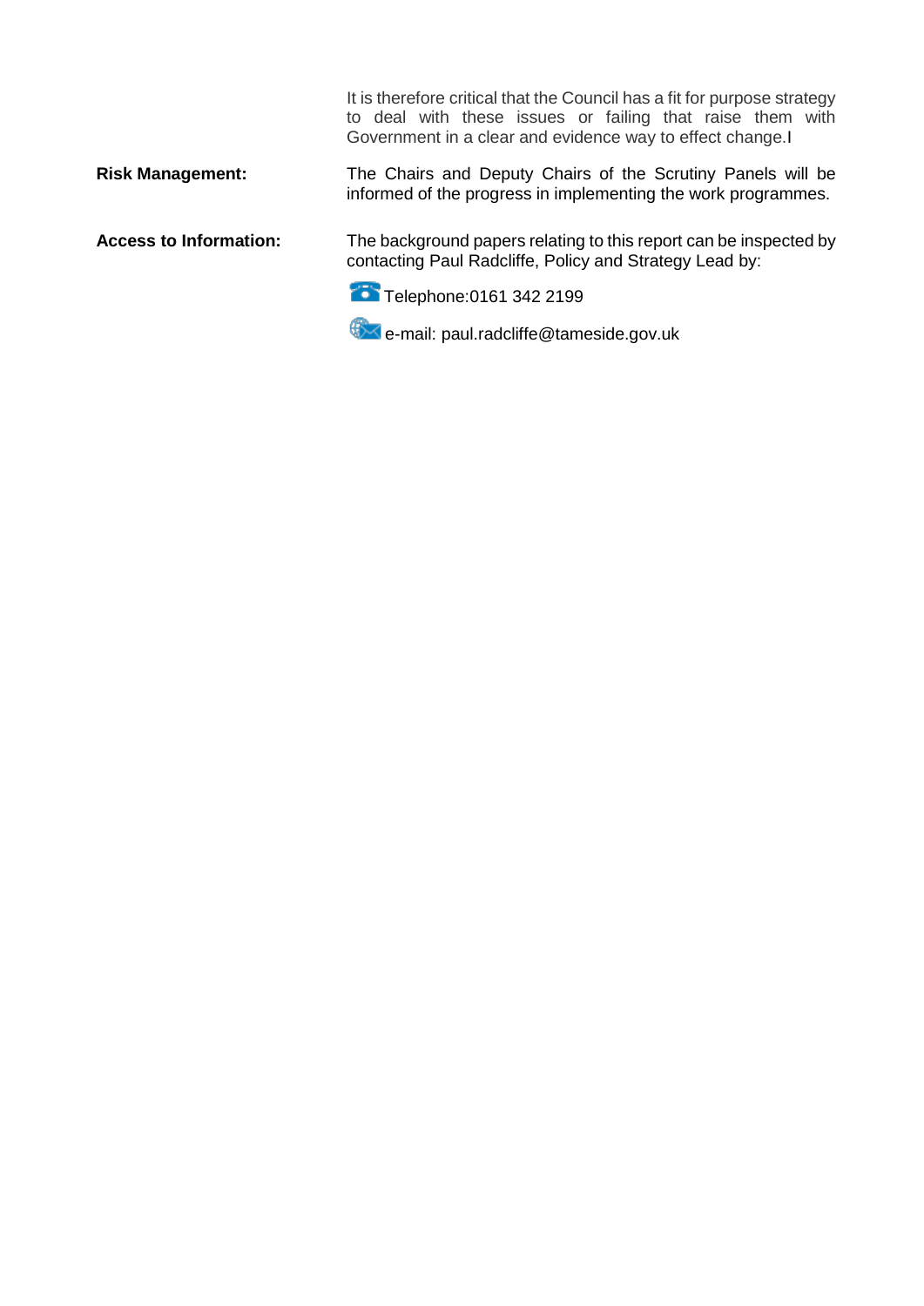It is therefore critical that the Council has a fit for purpose strategy to deal with these issues or failing that raise them with Government in a clear and evidence way to effect change.I

| | |
|---|---|
| **Risk Management:** | The Chairs and Deputy Chairs of the Scrutiny Panels will be informed of the progress in implementing the work programmes. |
| **Access to Information:** | The background papers relating to this report can be inspected by contacting Paul Radcliffe, Policy and Strategy Lead by: |

Telephone:0161 342 2199

e-mail: paul.radcliffe@tameside.gov.uk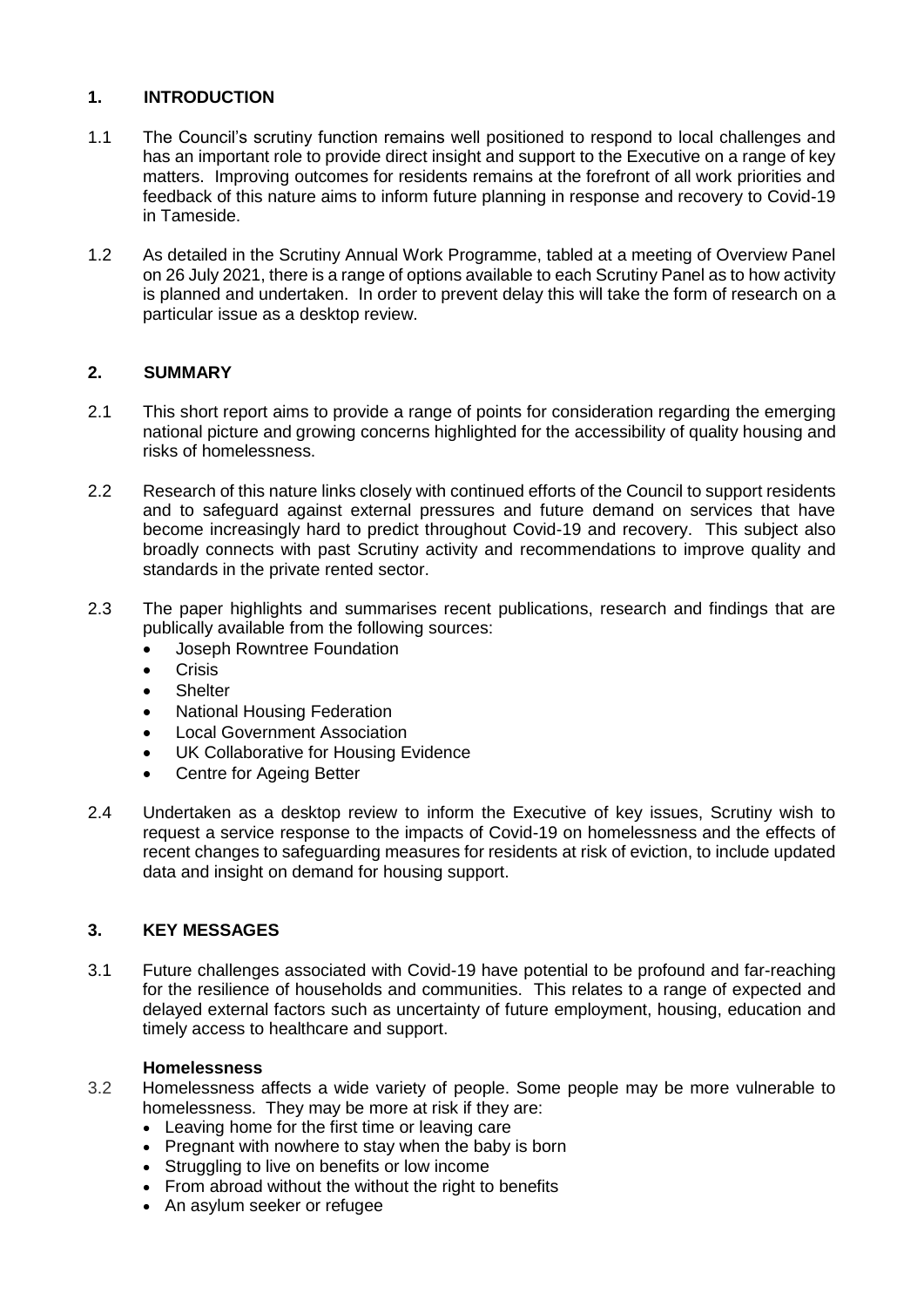## 1. INTRODUCTION

1.1 The Council's scrutiny function remains well positioned to respond to local challenges and has an important role to provide direct insight and support to the Executive on a range of key matters. Improving outcomes for residents remains at the forefront of all work priorities and feedback of this nature aims to inform future planning in response and recovery to Covid-19 in Tameside.

1.2 As detailed in the Scrutiny Annual Work Programme, tabled at a meeting of Overview Panel on 26 July 2021, there is a range of options available to each Scrutiny Panel as to how activity is planned and undertaken. In order to prevent delay this will take the form of research on a particular issue as a desktop review.

## 2. SUMMARY

2.1 This short report aims to provide a range of points for consideration regarding the emerging national picture and growing concerns highlighted for the accessibility of quality housing and risks of homelessness.

2.2 Research of this nature links closely with continued efforts of the Council to support residents and to safeguard against external pressures and future demand on services that have become increasingly hard to predict throughout Covid-19 and recovery. This subject also broadly connects with past Scrutiny activity and recommendations to improve quality and standards in the private rented sector.

2.3 The paper highlights and summarises recent publications, research and findings that are publically available from the following sources:

- Joseph Rowntree Foundation
- Crisis
- Shelter
- National Housing Federation
- Local Government Association
- UK Collaborative for Housing Evidence
- Centre for Ageing Better

2.4 Undertaken as a desktop review to inform the Executive of key issues, Scrutiny wish to request a service response to the impacts of Covid-19 on homelessness and the effects of recent changes to safeguarding measures for residents at risk of eviction, to include updated data and insight on demand for housing support.

## 3. KEY MESSAGES

3.1 Future challenges associated with Covid-19 have potential to be profound and far-reaching for the resilience of households and communities. This relates to a range of expected and delayed external factors such as uncertainty of future employment, housing, education and timely access to healthcare and support.

### Homelessness

3.2 Homelessness affects a wide variety of people. Some people may be more vulnerable to homelessness. They may be more at risk if they are:

- Leaving home for the first time or leaving care
- Pregnant with nowhere to stay when the baby is born
- Struggling to live on benefits or low income
- From abroad without the without the right to benefits
- An asylum seeker or refugee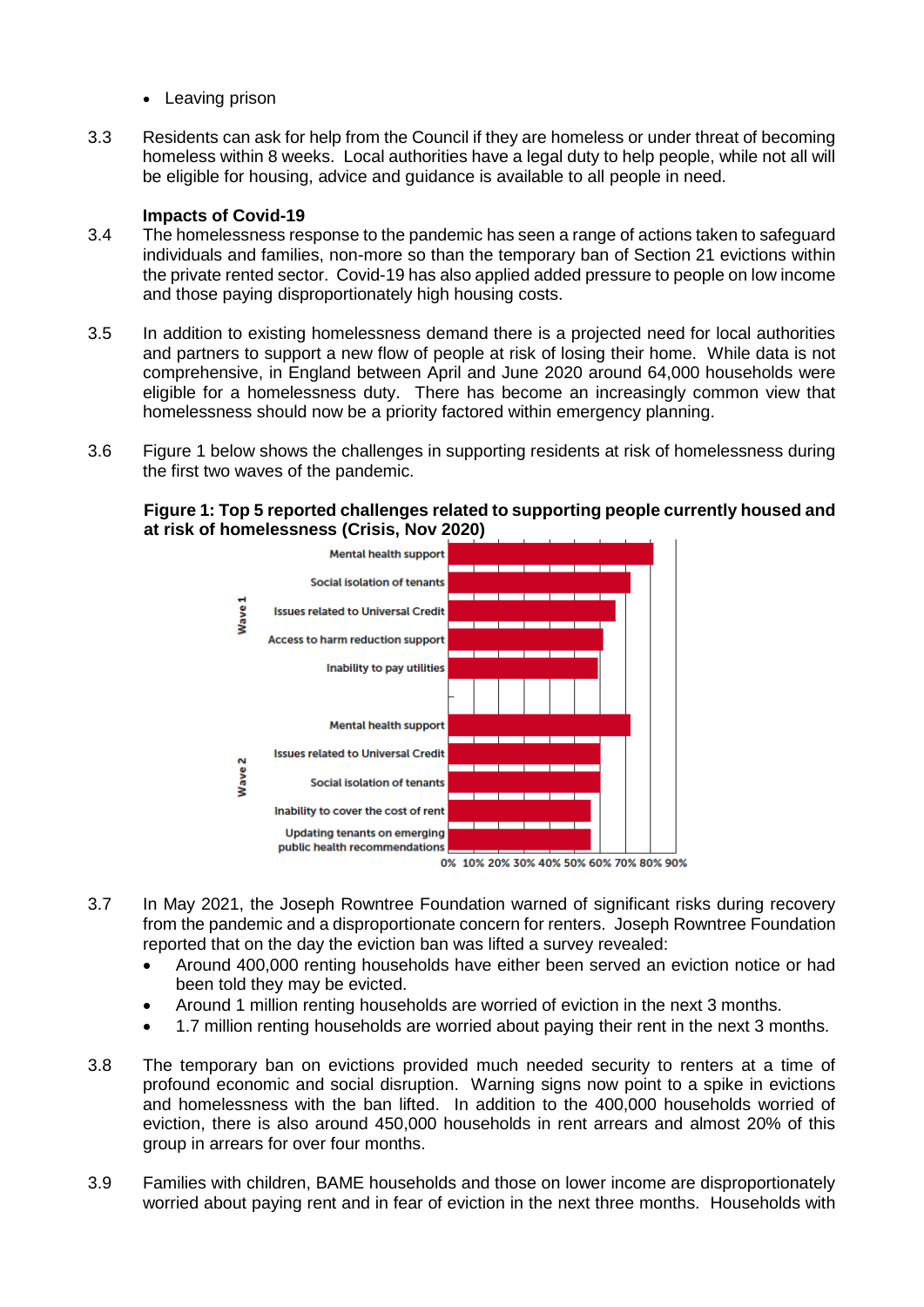- Leaving prison

3.3 Residents can ask for help from the Council if they are homeless or under threat of becoming homeless within 8 weeks. Local authorities have a legal duty to help people, while not all will be eligible for housing, advice and guidance is available to all people in need.

**Impacts of Covid-19**

3.4 The homelessness response to the pandemic has seen a range of actions taken to safeguard individuals and families, non-more so than the temporary ban of Section 21 evictions within the private rented sector. Covid-19 has also applied added pressure to people on low income and those paying disproportionately high housing costs.

3.5 In addition to existing homelessness demand there is a projected need for local authorities and partners to support a new flow of people at risk of losing their home. While data is not comprehensive, in England between April and June 2020 around 64,000 households were eligible for a homelessness duty. There has become an increasingly common view that homelessness should now be a priority factored within emergency planning.

3.6 Figure 1 below shows the challenges in supporting residents at risk of homelessness during the first two waves of the pandemic.

**Figure 1: Top 5 reported challenges related to supporting people currently housed and at risk of homelessness (Crisis, Nov 2020)**

Wave 1
- Mental health support
- Social isolation of tenants
- Issues related to Universal Credit
- Access to harm reduction support
- Inability to pay utilities

Wave 2
- Mental health support
- Issues related to Universal Credit
- Social isolation of tenants
- Inability to cover the cost of rent
- Updating tenants on emerging public health recommendations

0% 10% 20% 30% 40% 50% 60% 70% 80% 90%

3.7 In May 2021, the Joseph Rowntree Foundation warned of significant risks during recovery from the pandemic and a disproportionate concern for renters. Joseph Rowntree Foundation reported that on the day the eviction ban was lifted a survey revealed:

- Around 400,000 renting households have either been served an eviction notice or had been told they may be evicted.
- Around 1 million renting households are worried of eviction in the next 3 months.
- 1.7 million renting households are worried about paying their rent in the next 3 months.

3.8 The temporary ban on evictions provided much needed security to renters at a time of profound economic and social disruption. Warning signs now point to a spike in evictions and homelessness with the ban lifted. In addition to the 400,000 households worried of eviction, there is also around 450,000 households in rent arrears and almost 20% of this group in arrears for over four months.

3.9 Families with children, BAME households and those on lower income are disproportionately worried about paying rent and in fear of eviction in the next three months. Households with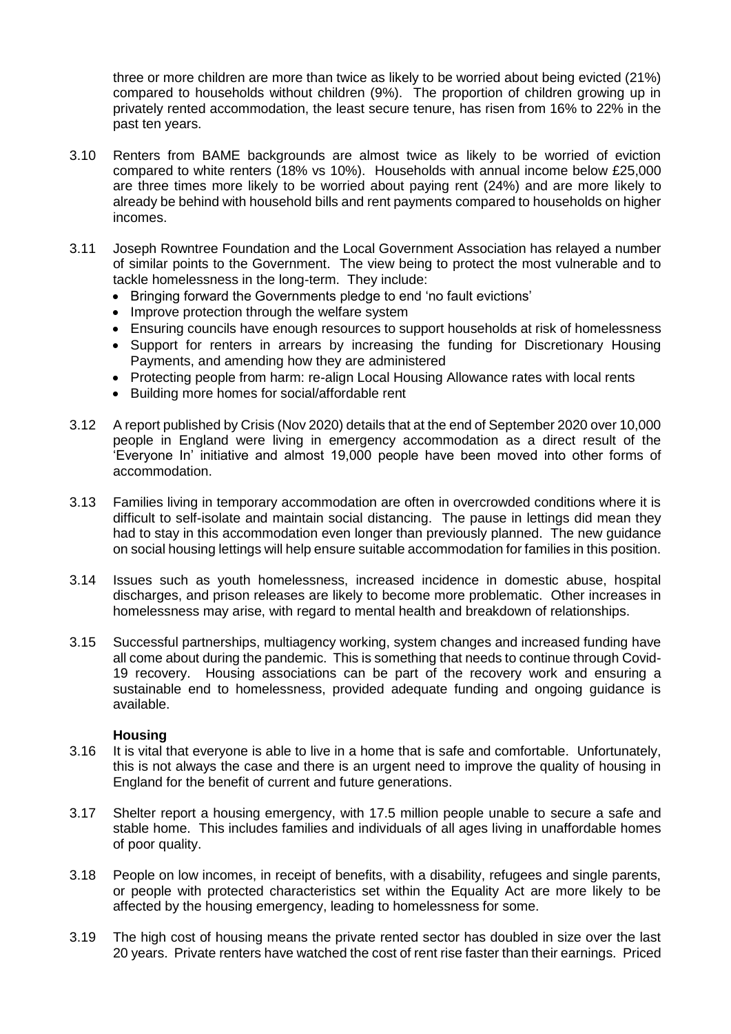three or more children are more than twice as likely to be worried about being evicted (21%) compared to households without children (9%). The proportion of children growing up in privately rented accommodation, the least secure tenure, has risen from 16% to 22% in the past ten years.

3.10 Renters from BAME backgrounds are almost twice as likely to be worried of eviction compared to white renters (18% vs 10%). Households with annual income below £25,000 are three times more likely to be worried about paying rent (24%) and are more likely to already be behind with household bills and rent payments compared to households on higher incomes.

3.11 Joseph Rowntree Foundation and the Local Government Association has relayed a number of similar points to the Government. The view being to protect the most vulnerable and to tackle homelessness in the long-term. They include:

- Bringing forward the Governments pledge to end 'no fault evictions'
- Improve protection through the welfare system
- Ensuring councils have enough resources to support households at risk of homelessness
- Support for renters in arrears by increasing the funding for Discretionary Housing Payments, and amending how they are administered
- Protecting people from harm: re-align Local Housing Allowance rates with local rents
- Building more homes for social/affordable rent

3.12 A report published by Crisis (Nov 2020) details that at the end of September 2020 over 10,000 people in England were living in emergency accommodation as a direct result of the 'Everyone In' initiative and almost 19,000 people have been moved into other forms of accommodation.

3.13 Families living in temporary accommodation are often in overcrowded conditions where it is difficult to self-isolate and maintain social distancing. The pause in lettings did mean they had to stay in this accommodation even longer than previously planned. The new guidance on social housing lettings will help ensure suitable accommodation for families in this position.

3.14 Issues such as youth homelessness, increased incidence in domestic abuse, hospital discharges, and prison releases are likely to become more problematic. Other increases in homelessness may arise, with regard to mental health and breakdown of relationships.

3.15 Successful partnerships, multiagency working, system changes and increased funding have all come about during the pandemic. This is something that needs to continue through Covid-19 recovery. Housing associations can be part of the recovery work and ensuring a sustainable end to homelessness, provided adequate funding and ongoing guidance is available.

### Housing

3.16 It is vital that everyone is able to live in a home that is safe and comfortable. Unfortunately, this is not always the case and there is an urgent need to improve the quality of housing in England for the benefit of current and future generations.

3.17 Shelter report a housing emergency, with 17.5 million people unable to secure a safe and stable home. This includes families and individuals of all ages living in unaffordable homes of poor quality.

3.18 People on low incomes, in receipt of benefits, with a disability, refugees and single parents, or people with protected characteristics set within the Equality Act are more likely to be affected by the housing emergency, leading to homelessness for some.

3.19 The high cost of housing means the private rented sector has doubled in size over the last 20 years. Private renters have watched the cost of rent rise faster than their earnings. Priced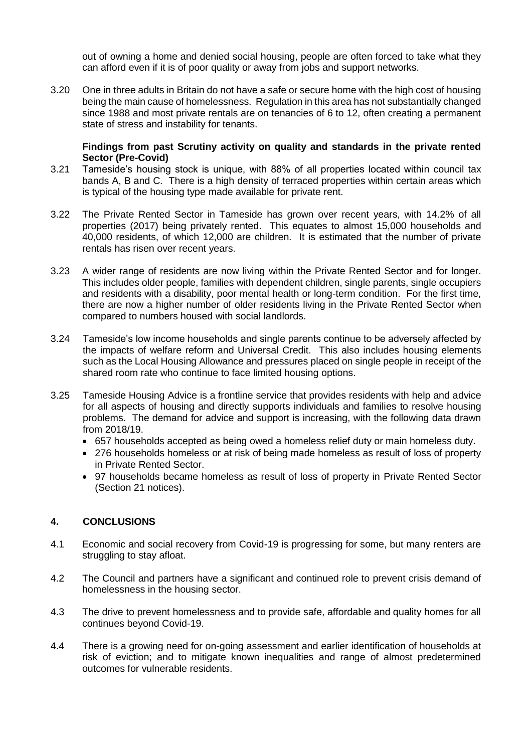out of owning a home and denied social housing, people are often forced to take what they can afford even if it is of poor quality or away from jobs and support networks.

3.20 One in three adults in Britain do not have a safe or secure home with the high cost of housing being the main cause of homelessness. Regulation in this area has not substantially changed since 1988 and most private rentals are on tenancies of 6 to 12, often creating a permanent state of stress and instability for tenants.

**Findings from past Scrutiny activity on quality and standards in the private rented Sector (Pre-Covid)**

3.21 Tameside's housing stock is unique, with 88% of all properties located within council tax bands A, B and C. There is a high density of terraced properties within certain areas which is typical of the housing type made available for private rent.

3.22 The Private Rented Sector in Tameside has grown over recent years, with 14.2% of all properties (2017) being privately rented. This equates to almost 15,000 households and 40,000 residents, of which 12,000 are children. It is estimated that the number of private rentals has risen over recent years.

3.23 A wider range of residents are now living within the Private Rented Sector and for longer. This includes older people, families with dependent children, single parents, single occupiers and residents with a disability, poor mental health or long-term condition. For the first time, there are now a higher number of older residents living in the Private Rented Sector when compared to numbers housed with social landlords.

3.24 Tameside's low income households and single parents continue to be adversely affected by the impacts of welfare reform and Universal Credit. This also includes housing elements such as the Local Housing Allowance and pressures placed on single people in receipt of the shared room rate who continue to face limited housing options.

3.25 Tameside Housing Advice is a frontline service that provides residents with help and advice for all aspects of housing and directly supports individuals and families to resolve housing problems. The demand for advice and support is increasing, with the following data drawn from 2018/19.

- 657 households accepted as being owed a homeless relief duty or main homeless duty.
- 276 households homeless or at risk of being made homeless as result of loss of property in Private Rented Sector.
- 97 households became homeless as result of loss of property in Private Rented Sector (Section 21 notices).

## 4. CONCLUSIONS

4.1 Economic and social recovery from Covid-19 is progressing for some, but many renters are struggling to stay afloat.

4.2 The Council and partners have a significant and continued role to prevent crisis demand of homelessness in the housing sector.

4.3 The drive to prevent homelessness and to provide safe, affordable and quality homes for all continues beyond Covid-19.

4.4 There is a growing need for on-going assessment and earlier identification of households at risk of eviction; and to mitigate known inequalities and range of almost predetermined outcomes for vulnerable residents.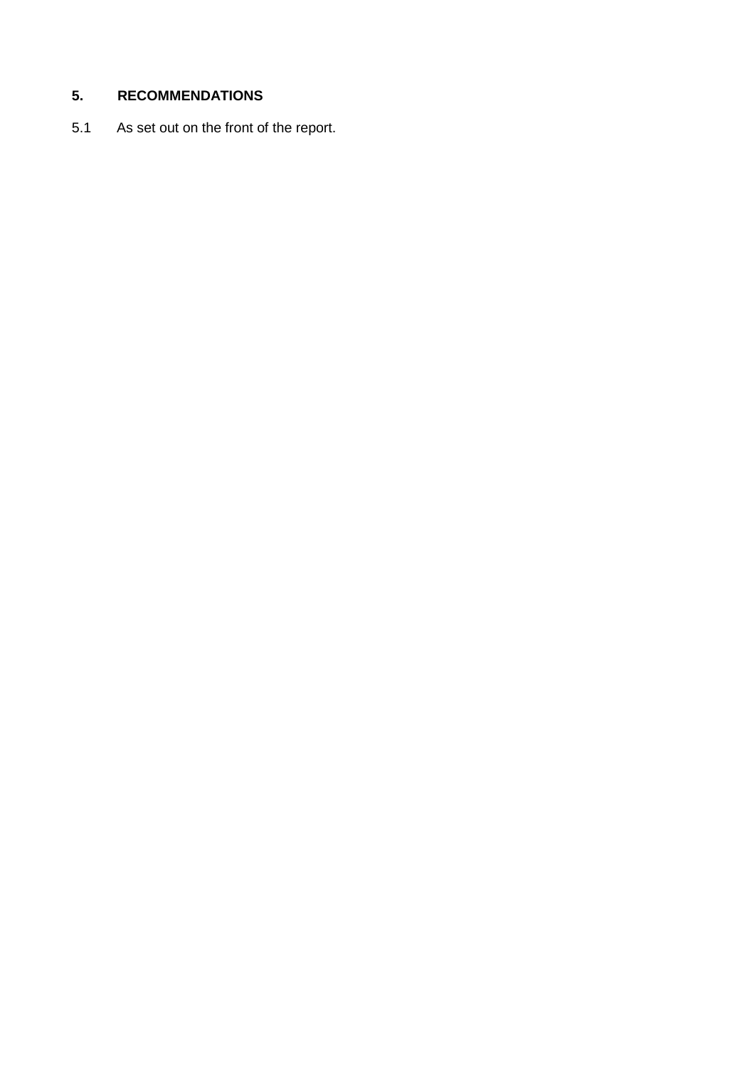## 5. RECOMMENDATIONS

5.1 As set out on the front of the report.